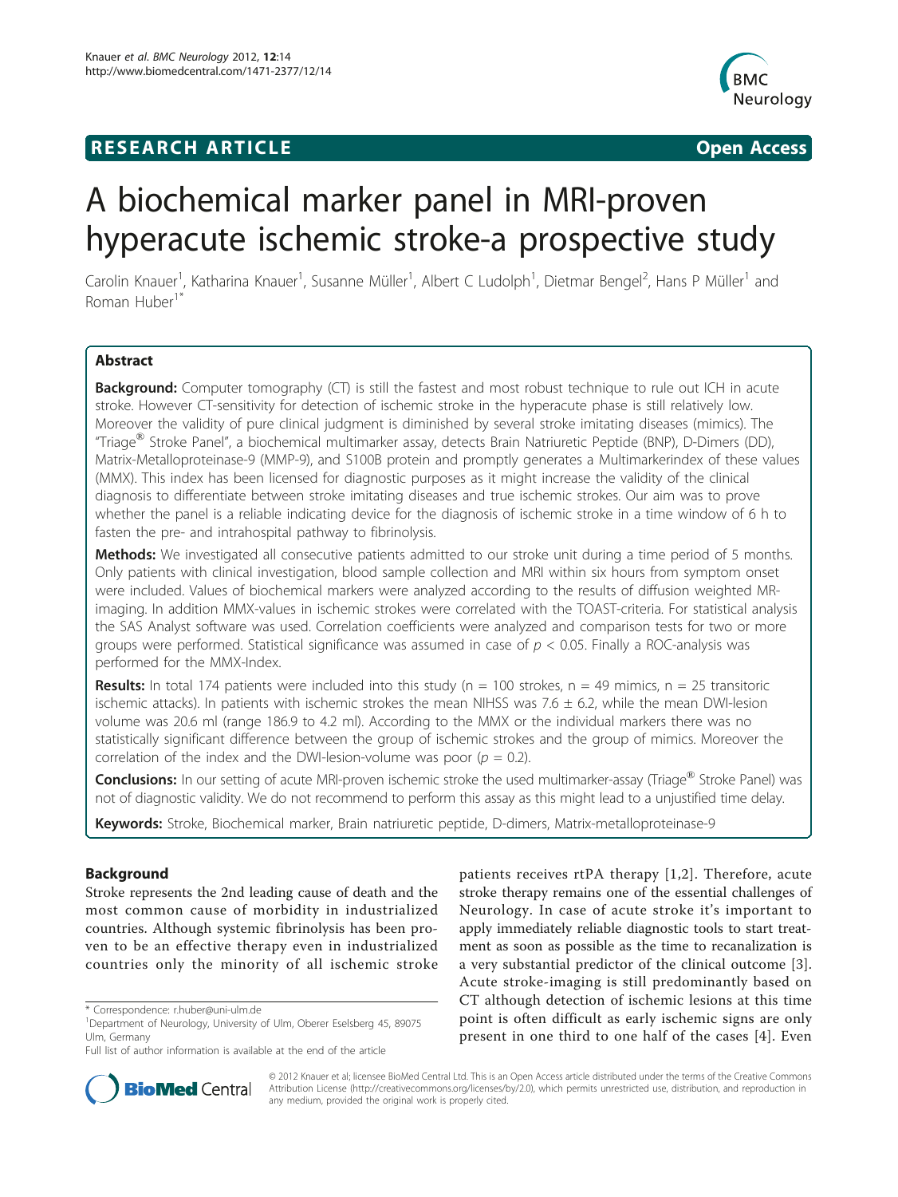RESEARCH ARTICLE Open Access

# A biochemical marker panel in MRI-proven hyperacute ischemic stroke-a prospective study

Carolin Knauer[1], Katharina Knauer[1], Susanne Müller[1], Albert C Ludolph[1], Dietmar Bengel[2], Hans P Müller[1] and Roman Huber[1*]

## Abstract

**Background:** Computer tomography (CT) is still the fastest and most robust technique to rule out ICH in acute stroke. However CT-sensitivity for detection of ischemic stroke in the hyperacute phase is still relatively low. Moreover the validity of pure clinical judgment is diminished by several stroke imitating diseases (mimics). The "Triage® Stroke Panel", a biochemical multimarker assay, detects Brain Natriuretic Peptide (BNP), D-Dimers (DD), Matrix-Metalloproteinase-9 (MMP-9), and S100B protein and promptly generates a Multimarkerindex of these values (MMX). This index has been licensed for diagnostic purposes as it might increase the validity of the clinical diagnosis to differentiate between stroke imitating diseases and true ischemic strokes. Our aim was to prove whether the panel is a reliable indicating device for the diagnosis of ischemic stroke in a time window of 6 h to fasten the pre- and intrahospital pathway to fibrinolysis.

**Methods:** We investigated all consecutive patients admitted to our stroke unit during a time period of 5 months. Only patients with clinical investigation, blood sample collection and MRI within six hours from symptom onset were included. Values of biochemical markers were analyzed according to the results of diffusion weighted MR-imaging. In addition MMX-values in ischemic strokes were correlated with the TOAST-criteria. For statistical analysis the SAS Analyst software was used. Correlation coefficients were analyzed and comparison tests for two or more groups were performed. Statistical significance was assumed in case of $p < 0.05$. Finally a ROC-analysis was performed for the MMX-Index.

**Results:** In total 174 patients were included into this study (n = 100 strokes, n = 49 mimics, n = 25 transitoric ischemic attacks). In patients with ischemic strokes the mean NIHSS was 7.6 ± 6.2, while the mean DWI-lesion volume was 20.6 ml (range 186.9 to 4.2 ml). According to the MMX or the individual markers there was no statistically significant difference between the group of ischemic strokes and the group of mimics. Moreover the correlation of the index and the DWI-lesion-volume was poor ($p = 0.2$).

**Conclusions:** In our setting of acute MRI-proven ischemic stroke the used multimarker-assay (Triage® Stroke Panel) was not of diagnostic validity. We do not recommend to perform this assay as this might lead to a unjustified time delay.

**Keywords:** Stroke, Biochemical marker, Brain natriuretic peptide, D-dimers, Matrix-metalloproteinase-9

## Background

Stroke represents the 2nd leading cause of death and the most common cause of morbidity in industrialized countries. Although systemic fibrinolysis has been proven to be an effective therapy even in industrialized countries only the minority of all ischemic stroke patients receives rtPA therapy [1,2]. Therefore, acute stroke therapy remains one of the essential challenges of Neurology. In case of acute stroke it's important to apply immediately reliable diagnostic tools to start treatment as soon as possible as the time to recanalization is a very substantial predictor of the clinical outcome [3]. Acute stroke-imaging is still predominantly based on CT although detection of ischemic lesions at this time point is often difficult as early ischemic signs are only present in one third to one half of the cases [4]. Even

\* Correspondence: r.huber@uni-ulm.de
[1]Department of Neurology, University of Ulm, Oberer Eselsberg 45, 89075 Ulm, Germany
Full list of author information is available at the end of the article

© 2012 Knauer et al; licensee BioMed Central Ltd. This is an Open Access article distributed under the terms of the Creative Commons Attribution License (http://creativecommons.org/licenses/by/2.0), which permits unrestricted use, distribution, and reproduction in any medium, provided the original work is properly cited.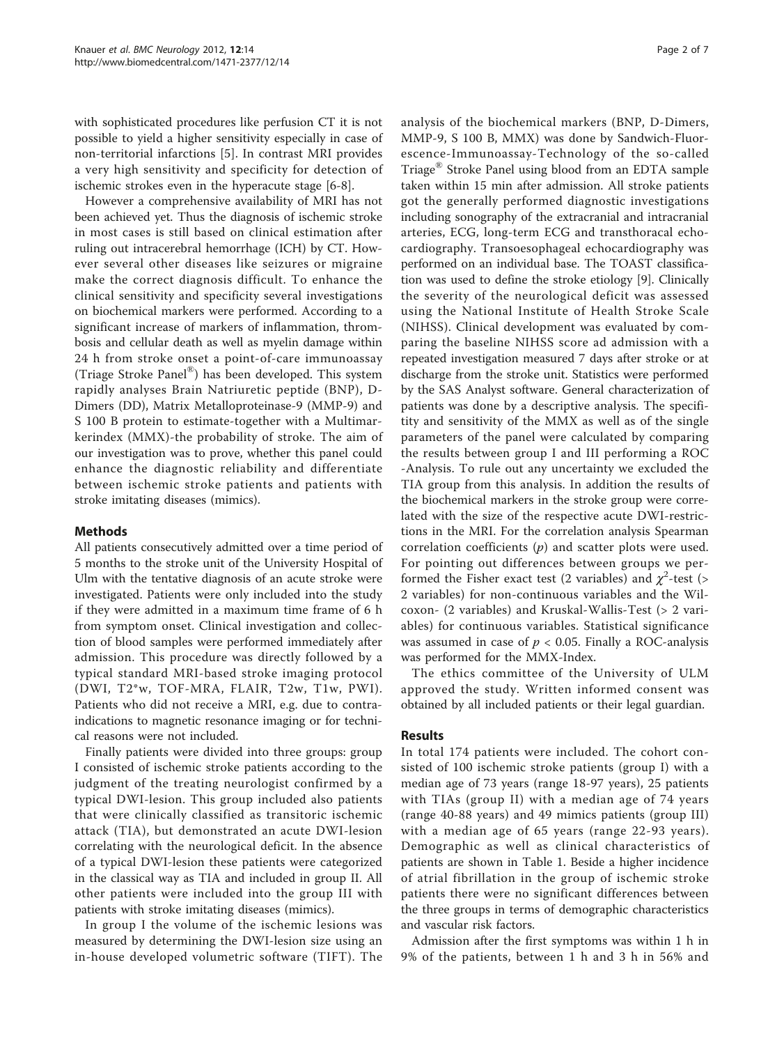with sophisticated procedures like perfusion CT it is not possible to yield a higher sensitivity especially in case of non-territorial infarctions [5]. In contrast MRI provides a very high sensitivity and specificity for detection of ischemic strokes even in the hyperacute stage [6-8].

However a comprehensive availability of MRI has not been achieved yet. Thus the diagnosis of ischemic stroke in most cases is still based on clinical estimation after ruling out intracerebral hemorrhage (ICH) by CT. However several other diseases like seizures or migraine make the correct diagnosis difficult. To enhance the clinical sensitivity and specificity several investigations on biochemical markers were performed. According to a significant increase of markers of inflammation, thrombosis and cellular death as well as myelin damage within 24 h from stroke onset a point-of-care immunoassay (Triage Stroke Panel®) has been developed. This system rapidly analyses Brain Natriuretic peptide (BNP), D-Dimers (DD), Matrix Metalloproteinase-9 (MMP-9) and S 100 B protein to estimate-together with a Multimarkerindex (MMX)-the probability of stroke. The aim of our investigation was to prove, whether this panel could enhance the diagnostic reliability and differentiate between ischemic stroke patients and patients with stroke imitating diseases (mimics).

## Methods

All patients consecutively admitted over a time period of 5 months to the stroke unit of the University Hospital of Ulm with the tentative diagnosis of an acute stroke were investigated. Patients were only included into the study if they were admitted in a maximum time frame of 6 h from symptom onset. Clinical investigation and collection of blood samples were performed immediately after admission. This procedure was directly followed by a typical standard MRI-based stroke imaging protocol (DWI, T2*w, TOF-MRA, FLAIR, T2w, T1w, PWI). Patients who did not receive a MRI, e.g. due to contraindications to magnetic resonance imaging or for technical reasons were not included.

Finally patients were divided into three groups: group I consisted of ischemic stroke patients according to the judgment of the treating neurologist confirmed by a typical DWI-lesion. This group included also patients that were clinically classified as transitoric ischemic attack (TIA), but demonstrated an acute DWI-lesion correlating with the neurological deficit. In the absence of a typical DWI-lesion these patients were categorized in the classical way as TIA and included in group II. All other patients were included into the group III with patients with stroke imitating diseases (mimics).

In group I the volume of the ischemic lesions was measured by determining the DWI-lesion size using an in-house developed volumetric software (TIFT). The analysis of the biochemical markers (BNP, D-Dimers, MMP-9, S 100 B, MMX) was done by Sandwich-Fluorescence-Immunoassay-Technology of the so-called Triage® Stroke Panel using blood from an EDTA sample taken within 15 min after admission. All stroke patients got the generally performed diagnostic investigations including sonography of the extracranial and intracranial arteries, ECG, long-term ECG and transthoracal echocardiography. Transoesophageal echocardiography was performed on an individual base. The TOAST classification was used to define the stroke etiology [9]. Clinically the severity of the neurological deficit was assessed using the National Institute of Health Stroke Scale (NIHSS). Clinical development was evaluated by comparing the baseline NIHSS score ad admission with a repeated investigation measured 7 days after stroke or at discharge from the stroke unit. Statistics were performed by the SAS Analyst software. General characterization of patients was done by a descriptive analysis. The specificity and sensitivity of the MMX as well as of the single parameters of the panel were calculated by comparing the results between group I and III performing a ROC -Analysis. To rule out any uncertainty we excluded the TIA group from this analysis. In addition the results of the biochemical markers in the stroke group were correlated with the size of the respective acute DWI-restrictions in the MRI. For the correlation analysis Spearman correlation coefficients ($p$) and scatter plots were used. For pointing out differences between groups we performed the Fisher exact test (2 variables) and $\chi^2$-test (> 2 variables) for non-continuous variables and the Wilcoxon- (2 variables) and Kruskal-Wallis-Test (> 2 variables) for continuous variables. Statistical significance was assumed in case of $p < 0.05$. Finally a ROC-analysis was performed for the MMX-Index.

The ethics committee of the University of ULM approved the study. Written informed consent was obtained by all included patients or their legal guardian.

## Results

In total 174 patients were included. The cohort consisted of 100 ischemic stroke patients (group I) with a median age of 73 years (range 18-97 years), 25 patients with TIAs (group II) with a median age of 74 years (range 40-88 years) and 49 mimics patients (group III) with a median age of 65 years (range 22-93 years). Demographic as well as clinical characteristics of patients are shown in Table 1. Beside a higher incidence of atrial fibrillation in the group of ischemic stroke patients there were no significant differences between the three groups in terms of demographic characteristics and vascular risk factors.

Admission after the first symptoms was within 1 h in 9% of the patients, between 1 h and 3 h in 56% and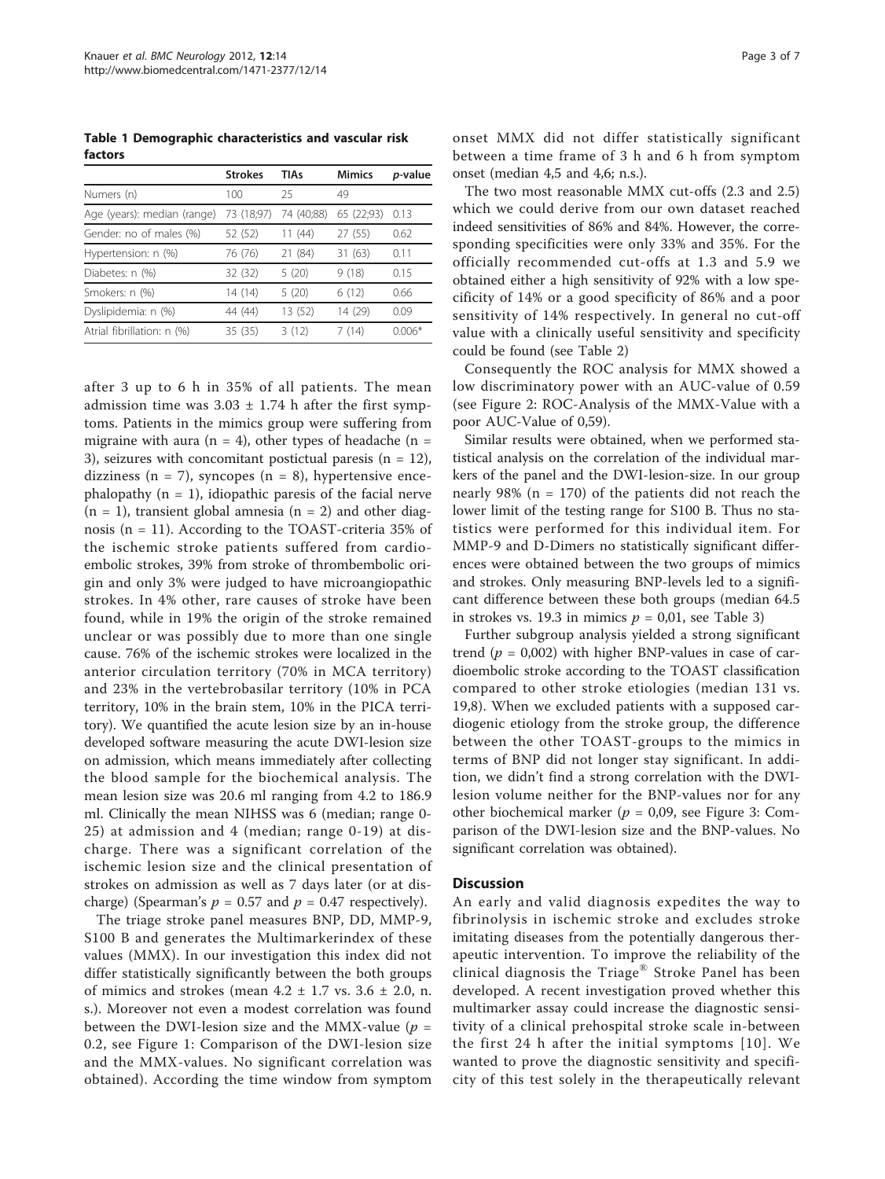**Table 1 Demographic characteristics and vascular risk factors**

| | Strokes | TIAs | Mimics | *p*-value |
|---|---|---|---|---|
| Numers (n) | 100 | 25 | 49 | |
| Age (years): median (range) | 73 (18;97) | 74 (40;88) | 65 (22;93) | 0.13 |
| Gender: no of males (%) | 52 (52) | 11 (44) | 27 (55) | 0.62 |
| Hypertension: n (%) | 76 (76) | 21 (84) | 31 (63) | 0.11 |
| Diabetes: n (%) | 32 (32) | 5 (20) | 9 (18) | 0.15 |
| Smokers: n (%) | 14 (14) | 5 (20) | 6 (12) | 0.66 |
| Dyslipidemia: n (%) | 44 (44) | 13 (52) | 14 (29) | 0.09 |
| Atrial fibrillation: n (%) | 35 (35) | 3 (12) | 7 (14) | 0.006* |

after 3 up to 6 h in 35% of all patients. The mean admission time was 3.03 ± 1.74 h after the first symptoms. Patients in the mimics group were suffering from migraine with aura (n = 4), other types of headache (n = 3), seizures with concomitant postictual paresis (n = 12), dizziness (n = 7), syncopes (n = 8), hypertensive encephalopathy (n = 1), idiopathic paresis of the facial nerve (n = 1), transient global amnesia (n = 2) and other diagnosis (n = 11). According to the TOAST-criteria 35% of the ischemic stroke patients suffered from cardioembolic strokes, 39% from stroke of thrombembolic origin and only 3% were judged to have microangiopathic strokes. In 4% other, rare causes of stroke have been found, while in 19% the origin of the stroke remained unclear or was possibly due to more than one single cause. 76% of the ischemic strokes were localized in the anterior circulation territory (70% in MCA territory) and 23% in the vertebrobasilar territory (10% in PCA territory, 10% in the brain stem, 10% in the PICA territory). We quantified the acute lesion size by an in-house developed software measuring the acute DWI-lesion size on admission, which means immediately after collecting the blood sample for the biochemical analysis. The mean lesion size was 20.6 ml ranging from 4.2 to 186.9 ml. Clinically the mean NIHSS was 6 (median; range 0-25) at admission and 4 (median; range 0-19) at discharge. There was a significant correlation of the ischemic lesion size and the clinical presentation of strokes on admission as well as 7 days later (or at discharge) (Spearman's $p = 0.57$ and $p = 0.47$ respectively).

The triage stroke panel measures BNP, DD, MMP-9, S100 B and generates the Multimarkerindex of these values (MMX). In our investigation this index did not differ statistically significantly between the both groups of mimics and strokes (mean 4.2 ± 1.7 vs. 3.6 ± 2.0, n.s.). Moreover not even a modest correlation was found between the DWI-lesion size and the MMX-value ($p = 0.2$, see Figure 1: Comparison of the DWI-lesion size and the MMX-values. No significant correlation was obtained). According the time window from symptom onset MMX did not differ statistically significant between a time frame of 3 h and 6 h from symptom onset (median 4,5 and 4,6; n.s.).

The two most reasonable MMX cut-offs (2.3 and 2.5) which we could derive from our own dataset reached indeed sensitivities of 86% and 84%. However, the corresponding specificities were only 33% and 35%. For the officially recommended cut-offs at 1.3 and 5.9 we obtained either a high sensitivity of 92% with a low specificity of 14% or a good specificity of 86% and a poor sensitivity of 14% respectively. In general no cut-off value with a clinically useful sensitivity and specificity could be found (see Table 2)

Consequently the ROC analysis for MMX showed a low discriminatory power with an AUC-value of 0.59 (see Figure 2: ROC-Analysis of the MMX-Value with a poor AUC-Value of 0,59).

Similar results were obtained, when we performed statistical analysis on the correlation of the individual markers of the panel and the DWI-lesion-size. In our group nearly 98% (n = 170) of the patients did not reach the lower limit of the testing range for S100 B. Thus no statistics were performed for this individual item. For MMP-9 and D-Dimers no statistically significant differences were obtained between the two groups of mimics and strokes. Only measuring BNP-levels led to a significant difference between these both groups (median 64.5 in strokes vs. 19.3 in mimics $p = 0,01$, see Table 3)

Further subgroup analysis yielded a strong significant trend ($p = 0,002$) with higher BNP-values in case of cardioembolic stroke according to the TOAST classification compared to other stroke etiologies (median 131 vs. 19,8). When we excluded patients with a supposed cardiogenic etiology from the stroke group, the difference between the other TOAST-groups to the mimics in terms of BNP did not longer stay significant. In addition, we didn't find a strong correlation with the DWI-lesion volume neither for the BNP-values nor for any other biochemical marker ($p = 0,09$, see Figure 3: Comparison of the DWI-lesion size and the BNP-values. No significant correlation was obtained).

## Discussion

An early and valid diagnosis expedites the way to fibrinolysis in ischemic stroke and excludes stroke imitating diseases from the potentially dangerous therapeutic intervention. To improve the reliability of the clinical diagnosis the Triage® Stroke Panel has been developed. A recent investigation proved whether this multimarker assay could increase the diagnostic sensitivity of a clinical prehospital stroke scale in-between the first 24 h after the initial symptoms [10]. We wanted to prove the diagnostic sensitivity and specificity of this test solely in the therapeutically relevant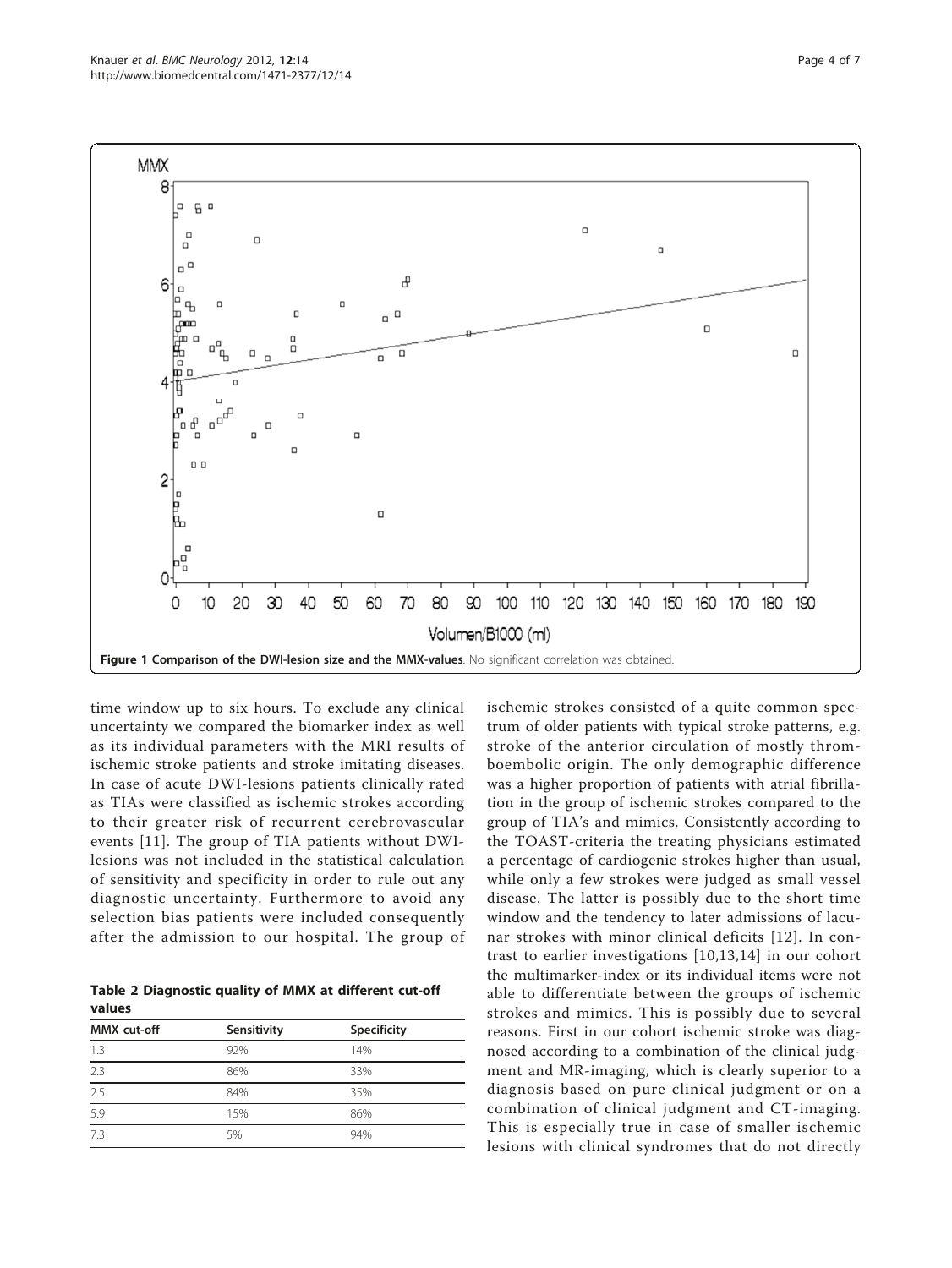Figure 1 Comparison of the DWI-lesion size and the MMX-values. No significant correlation was obtained.

time window up to six hours. To exclude any clinical uncertainty we compared the biomarker index as well as its individual parameters with the MRI results of ischemic stroke patients and stroke imitating diseases. In case of acute DWI-lesions patients clinically rated as TIAs were classified as ischemic strokes according to their greater risk of recurrent cerebrovascular events [11]. The group of TIA patients without DWI-lesions was not included in the statistical calculation of sensitivity and specificity in order to rule out any diagnostic uncertainty. Furthermore to avoid any selection bias patients were included consequently after the admission to our hospital. The group of ischemic strokes consisted of a quite common spectrum of older patients with typical stroke patterns, e.g. stroke of the anterior circulation of mostly thromboembolic origin. The only demographic difference was a higher proportion of patients with atrial fibrillation in the group of ischemic strokes compared to the group of TIA's and mimics. Consistently according to the TOAST-criteria the treating physicians estimated a percentage of cardiogenic strokes higher than usual, while only a few strokes were judged as small vessel disease. The latter is possibly due to the short time window and the tendency to later admissions of lacunar strokes with minor clinical deficits [12]. In contrast to earlier investigations [10,13,14] in our cohort the multimarker-index or its individual items were not able to differentiate between the groups of ischemic strokes and mimics. This is possibly due to several reasons. First in our cohort ischemic stroke was diagnosed according to a combination of the clinical judgment and MR-imaging, which is clearly superior to a diagnosis based on pure clinical judgment or on a combination of clinical judgment and CT-imaging. This is especially true in case of smaller ischemic lesions with clinical syndromes that do not directly

**Table 2 Diagnostic quality of MMX at different cut-off values**

| MMX cut-off | Sensitivity | Specificity |
| --- | --- | --- |
| 1.3 | 92% | 14% |
| 2.3 | 86% | 33% |
| 2.5 | 84% | 35% |
| 5.9 | 15% | 86% |
| 7.3 | 5% | 94% |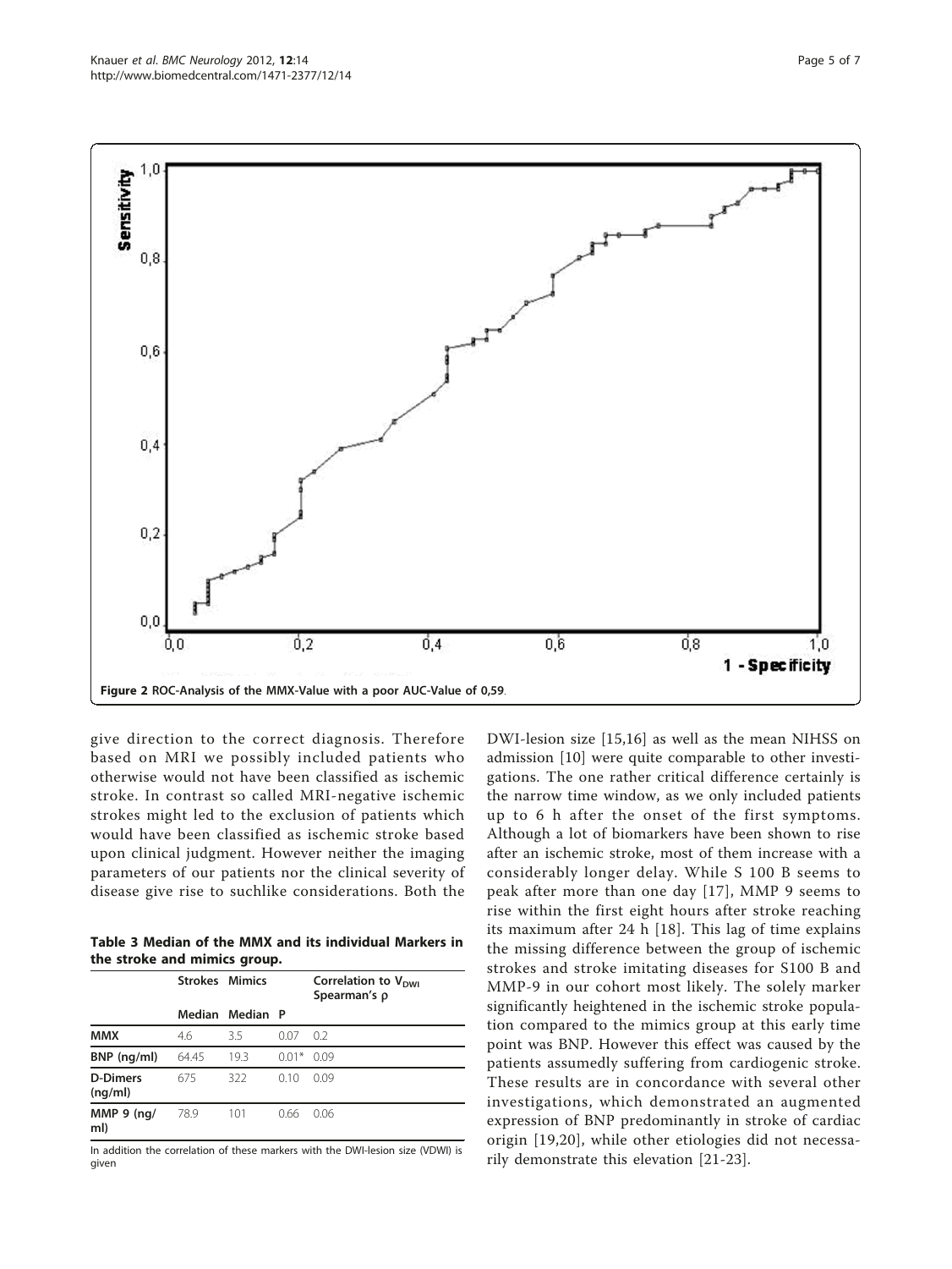Figure 2 ROC-Analysis of the MMX-Value with a poor AUC-Value of 0,59.

give direction to the correct diagnosis. Therefore based on MRI we possibly included patients who otherwise would not have been classified as ischemic stroke. In contrast so called MRI-negative ischemic strokes might led to the exclusion of patients which would have been classified as ischemic stroke based upon clinical judgment. However neither the imaging parameters of our patients nor the clinical severity of disease give rise to suchlike considerations. Both the DWI-lesion size [15,16] as well as the mean NIHSS on admission [10] were quite comparable to other investigations. The one rather critical difference certainly is the narrow time window, as we only included patients up to 6 h after the onset of the first symptoms. Although a lot of biomarkers have been shown to rise after an ischemic stroke, most of them increase with a considerably longer delay. While S 100 B seems to peak after more than one day [17], MMP 9 seems to rise within the first eight hours after stroke reaching its maximum after 24 h [18]. This lag of time explains the missing difference between the group of ischemic strokes and stroke imitating diseases for S100 B and MMP-9 in our cohort most likely. The solely marker significantly heightened in the ischemic stroke population compared to the mimics group at this early time point was BNP. However this effect was caused by the patients assumedly suffering from cardiogenic stroke. These results are in concordance with several other investigations, which demonstrated an augmented expression of BNP predominantly in stroke of cardiac origin [19,20], while other etiologies did not necessarily demonstrate this elevation [21-23].

**Table 3 Median of the MMX and its individual Markers in the stroke and mimics group.**

| | Strokes | Mimics | | Correlation to $V_{DWI}$ Spearman's ρ |
|---|---|---|---|---|
| | Median | Median | P | |
| MMX | 4.6 | 3.5 | 0.07 | 0.2 |
| BNP (ng/ml) | 64.45 | 19.3 | 0.01* | 0.09 |
| D-Dimers (ng/ml) | 675 | 322 | 0.10 | 0.09 |
| MMP 9 (ng/ml) | 78.9 | 101 | 0.66 | 0.06 |

In addition the correlation of these markers with the DWI-lesion size (VDWI) is given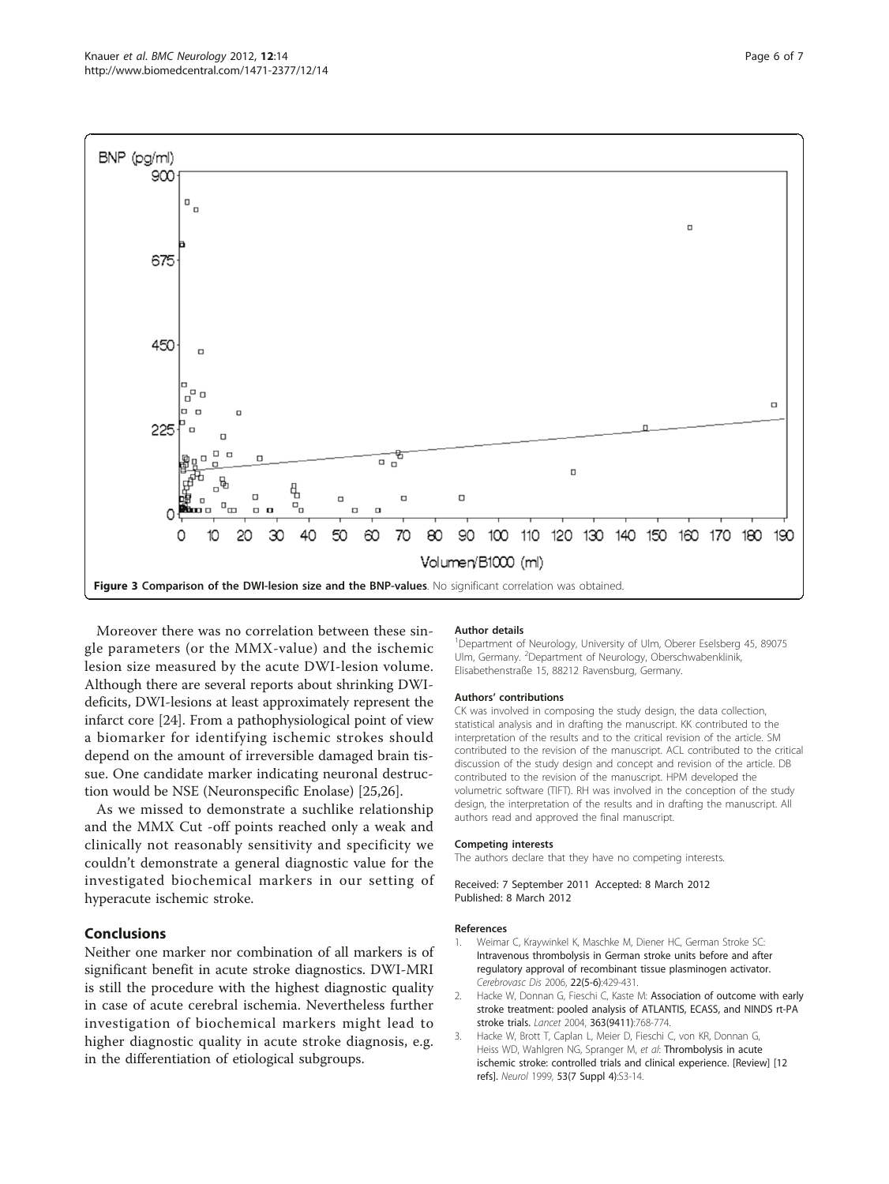**Figure 3 Comparison of the DWI-lesion size and the BNP-values**. No significant correlation was obtained.

Moreover there was no correlation between these single parameters (or the MMX-value) and the ischemic lesion size measured by the acute DWI-lesion volume. Although there are several reports about shrinking DWI-deficits, DWI-lesions at least approximately represent the infarct core [24]. From a pathophysiological point of view a biomarker for identifying ischemic strokes should depend on the amount of irreversible damaged brain tissue. One candidate marker indicating neuronal destruction would be NSE (Neuronspecific Enolase) [25,26].

As we missed to demonstrate a suchlike relationship and the MMX Cut -off points reached only a weak and clinically not reasonably sensitivity and specificity we couldn't demonstrate a general diagnostic value for the investigated biochemical markers in our setting of hyperacute ischemic stroke.

## Conclusions

Neither one marker nor combination of all markers is of significant benefit in acute stroke diagnostics. DWI-MRI is still the procedure with the highest diagnostic quality in case of acute cerebral ischemia. Nevertheless further investigation of biochemical markers might lead to higher diagnostic quality in acute stroke diagnosis, e.g. in the differentiation of etiological subgroups.

#### Author details

[1]Department of Neurology, University of Ulm, Oberer Eselsberg 45, 89075 Ulm, Germany. [2]Department of Neurology, Oberschwabenklinik, Elisabethenstraße 15, 88212 Ravensburg, Germany.

#### Authors' contributions

CK was involved in composing the study design, the data collection, statistical analysis and in drafting the manuscript. KK contributed to the interpretation of the results and to the critical revision of the article. SM contributed to the revision of the manuscript. ACL contributed to the critical discussion of the study design and concept and revision of the article. DB contributed to the revision of the manuscript. HPM developed the volumetric software (TIFT). RH was involved in the conception of the study design, the interpretation of the results and in drafting the manuscript. All authors read and approved the final manuscript.

#### Competing interests

The authors declare that they have no competing interests.

Received: 7 September 2011 Accepted: 8 March 2012
Published: 8 March 2012

#### References

1. Weimar C, Kraywinkel K, Maschke M, Diener HC, German Stroke SC: **Intravenous thrombolysis in German stroke units before and after regulatory approval of recombinant tissue plasminogen activator.** *Cerebrovasc Dis* 2006, **22(5-6)**:429-431.
2. Hacke W, Donnan G, Fieschi C, Kaste M: **Association of outcome with early stroke treatment: pooled analysis of ATLANTIS, ECASS, and NINDS rt-PA stroke trials.** *Lancet* 2004, **363(9411)**:768-774.
3. Hacke W, Brott T, Caplan L, Meier D, Fieschi C, von KR, Donnan G, Heiss WD, Wahlgren NG, Spranger M, *et al*: **Thrombolysis in acute ischemic stroke: controlled trials and clinical experience. [Review] [12 refs].** *Neurol* 1999, **53(7 Suppl 4)**:S3-14.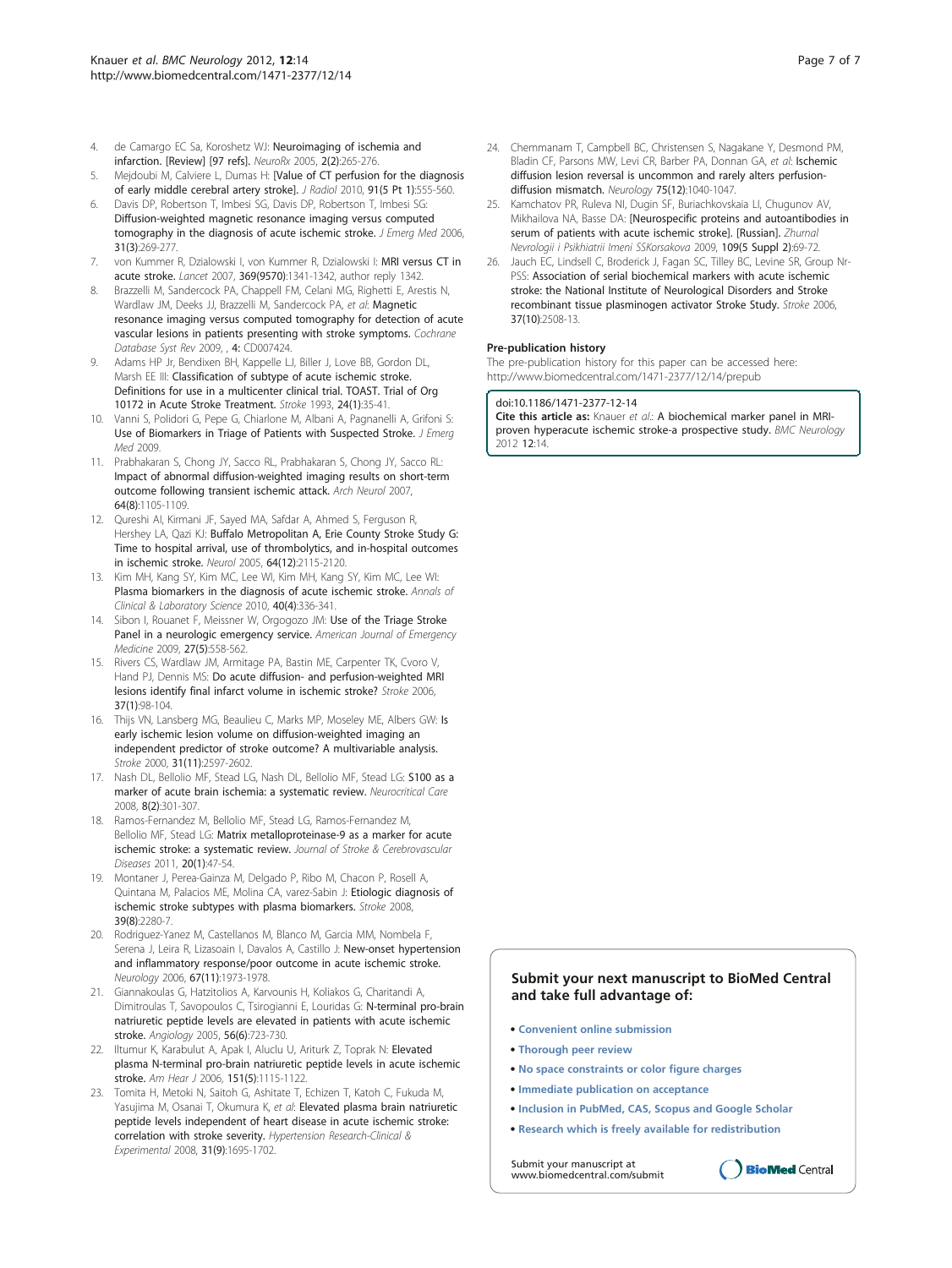4. de Camargo EC Sa, Koroshetz WJ: **Neuroimaging of ischemia and infarction. [Review] [97 refs].** *NeuroRx* 2005, **2(2)**:265-276.
5. Mejdoubi M, Calviere L, Dumas H: **[Value of CT perfusion for the diagnosis of early middle cerebral artery stroke].** *J Radiol* 2010, **91(5 Pt 1)**:555-560.
6. Davis DP, Robertson T, Imbesi SG, Davis DP, Robertson T, Imbesi SG: **Diffusion-weighted magnetic resonance imaging versus computed tomography in the diagnosis of acute ischemic stroke.** *J Emerg Med* 2006, **31(3)**:269-277.
7. von Kummer R, Dzialowski I, von Kummer R, Dzialowski I: **MRI versus CT in acute stroke.** *Lancet* 2007, **369(9570)**:1341-1342, author reply 1342.
8. Brazzelli M, Sandercock PA, Chappell FM, Celani MG, Righetti E, Arestis N, Wardlaw JM, Deeks JJ, Brazzelli M, Sandercock PA, *et al*: **Magnetic resonance imaging versus computed tomography for detection of acute vascular lesions in patients presenting with stroke symptoms.** *Cochrane Database Syst Rev* 2009, , **4**: CD007424.
9. Adams HP Jr, Bendixen BH, Kappelle LJ, Biller J, Love BB, Gordon DL, Marsh EE III: **Classification of subtype of acute ischemic stroke. Definitions for use in a multicenter clinical trial. TOAST. Trial of Org 10172 in Acute Stroke Treatment.** *Stroke* 1993, **24(1)**:35-41.
10. Vanni S, Polidori G, Pepe G, Chiarlone M, Albani A, Pagnanelli A, Grifoni S: **Use of Biomarkers in Triage of Patients with Suspected Stroke.** *J Emerg Med* 2009.
11. Prabhakaran S, Chong JY, Sacco RL, Prabhakaran S, Chong JY, Sacco RL: **Impact of abnormal diffusion-weighted imaging results on short-term outcome following transient ischemic attack.** *Arch Neurol* 2007, **64(8)**:1105-1109.
12. Qureshi AI, Kirmani JF, Sayed MA, Safdar A, Ahmed S, Ferguson R, Hershey LA, Qazi KJ: **Buffalo Metropolitan A, Erie County Stroke Study G: Time to hospital arrival, use of thrombolytics, and in-hospital outcomes in ischemic stroke.** *Neurol* 2005, **64(12)**:2115-2120.
13. Kim MH, Kang SY, Kim MC, Lee WI, Kim MH, Kang SY, Kim MC, Lee WI: **Plasma biomarkers in the diagnosis of acute ischemic stroke.** *Annals of Clinical & Laboratory Science* 2010, **40(4)**:336-341.
14. Sibon I, Rouanet F, Meissner W, Orgogozo JM: **Use of the Triage Stroke Panel in a neurologic emergency service.** *American Journal of Emergency Medicine* 2009, **27(5)**:558-562.
15. Rivers CS, Wardlaw JM, Armitage PA, Bastin ME, Carpenter TK, Cvoro V, Hand PJ, Dennis MS: **Do acute diffusion- and perfusion-weighted MRI lesions identify final infarct volume in ischemic stroke?** *Stroke* 2006, **37(1)**:98-104.
16. Thijs VN, Lansberg MG, Beaulieu C, Marks MP, Moseley ME, Albers GW: **Is early ischemic lesion volume on diffusion-weighted imaging an independent predictor of stroke outcome? A multivariable analysis.** *Stroke* 2000, **31(11)**:2597-2602.
17. Nash DL, Bellolio MF, Stead LG, Nash DL, Bellolio MF, Stead LG: **S100 as a marker of acute brain ischemia: a systematic review.** *Neurocritical Care* 2008, **8(2)**:301-307.
18. Ramos-Fernandez M, Bellolio MF, Stead LG, Ramos-Fernandez M, Bellolio MF, Stead LG: **Matrix metalloproteinase-9 as a marker for acute ischemic stroke: a systematic review.** *Journal of Stroke & Cerebrovascular Diseases* 2011, **20(1)**:47-54.
19. Montaner J, Perea-Gainza M, Delgado P, Ribo M, Chacon P, Rosell A, Quintana M, Palacios ME, Molina CA, varez-Sabin J: **Etiologic diagnosis of ischemic stroke subtypes with plasma biomarkers.** *Stroke* 2008, **39(8)**:2280-7.
20. Rodriguez-Yanez M, Castellanos M, Blanco M, Garcia MM, Nombela F, Serena J, Leira R, Lizasoain I, Davalos A, Castillo J: **New-onset hypertension and inflammatory response/poor outcome in acute ischemic stroke.** *Neurology* 2006, **67(11)**:1973-1978.
21. Giannakoulas G, Hatzitolios A, Karvounis H, Koliakos G, Charitandi A, Dimitroulas T, Savopoulos C, Tsirogianni E, Louridas G: **N-terminal pro-brain natriuretic peptide levels are elevated in patients with acute ischemic stroke.** *Angiology* 2005, **56(6)**:723-730.
22. Iltumur K, Karabulut A, Apak I, Aluclu U, Ariturk Z, Toprak N: **Elevated plasma N-terminal pro-brain natriuretic peptide levels in acute ischemic stroke.** *Am Hear J* 2006, **151(5)**:1115-1122.
23. Tomita H, Metoki N, Saitoh G, Ashitate T, Echizen T, Katoh C, Fukuda M, Yasujima M, Osanai T, Okumura K, *et al*: **Elevated plasma brain natriuretic peptide levels independent of heart disease in acute ischemic stroke: correlation with stroke severity.** *Hypertension Research-Clinical & Experimental* 2008, **31(9)**:1695-1702.
24. Chemmanam T, Campbell BC, Christensen S, Nagakane Y, Desmond PM, Bladin CF, Parsons MW, Levi CR, Barber PA, Donnan GA, *et al*: **Ischemic diffusion lesion reversal is uncommon and rarely alters perfusion-diffusion mismatch.** *Neurology* **75(12)**:1040-1047.
25. Kamchatov PR, Ruleva NI, Dugin SF, Buriachkovskaia LI, Chugunov AV, Mikhailova NA, Basse DA: **[Neurospecific proteins and autoantibodies in serum of patients with acute ischemic stroke]. [Russian].** *Zhurnal Nevrologii i Psikhiatrii Imeni SSKorsakova* 2009, **109(5 Suppl 2)**:69-72.
26. Jauch EC, Lindsell C, Broderick J, Fagan SC, Tilley BC, Levine SR, Group Nr-PSS: **Association of serial biochemical markers with acute ischemic stroke: the National Institute of Neurological Disorders and Stroke recombinant tissue plasminogen activator Stroke Study.** *Stroke* 2006, **37(10)**:2508-13.

### Pre-publication history

The pre-publication history for this paper can be accessed here:
http://www.biomedcentral.com/1471-2377/12/14/prepub

doi:10.1186/1471-2377-12-14

**Cite this article as:** Knauer *et al.*: A biochemical marker panel in MRI-proven hyperacute ischemic stroke-a prospective study. *BMC Neurology* 2012 **12**:14.

**Submit your next manuscript to BioMed Central and take full advantage of:**

- **Convenient online submission**
- **Thorough peer review**
- **No space constraints or color figure charges**
- **Immediate publication on acceptance**
- **Inclusion in PubMed, CAS, Scopus and Google Scholar**
- **Research which is freely available for redistribution**

Submit your manuscript at
www.biomedcentral.com/submit

BioMed Central